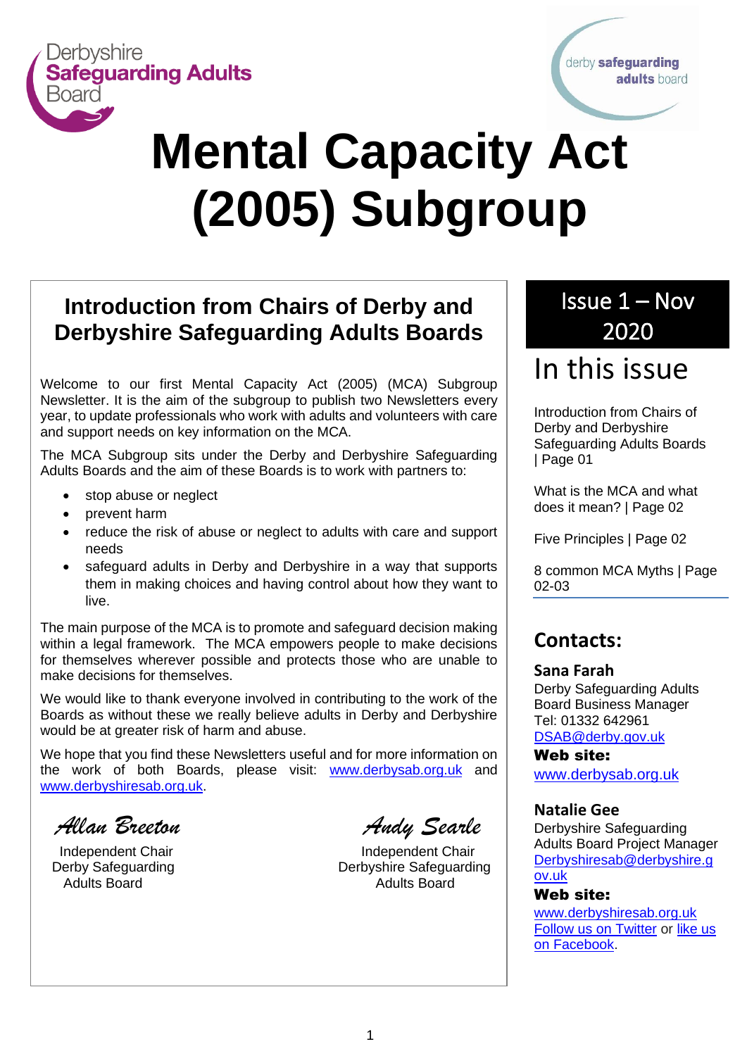Derbyshire **Safeguarding Adults** Board

derby **safeguarding adults** board

# Mental Capacity Act (2005) Subgroup

## Introduction from Chairs of Derby and Derbyshire Safeguarding Adults Boards

Welcome to our first Mental Capacity Act (2005) (MCA) Subgroup Newsletter. It is the aim of the subgroup to publish two Newsletters every year, to update professionals who work with adults and volunteers with care and support needs on key information on the MCA.

The MCA Subgroup sits under the Derby and Derbyshire Safeguarding Adults Boards and the aim of these Boards is to work with partners to:

- stop abuse or neglect
- prevent harm
- reduce the risk of abuse or neglect to adults with care and support needs
- safeguard adults in Derby and Derbyshire in a way that supports them in making choices and having control about how they want to live.

The main purpose of the MCA is to promote and safeguard decision making within a legal framework. The MCA empowers people to make decisions for themselves wherever possible and protects those who are unable to make decisions for themselves.

We would like to thank everyone involved in contributing to the work of the Boards as without these we really believe adults in Derby and Derbyshire would be at greater risk of harm and abuse.

We hope that you find these Newsletters useful and for more information on the work of both Boards, please visit: www.derbysab.org.uk and www.derbyshiresab.org.uk.

*Allan Breeton*
Independent Chair
Derby Safeguarding Adults Board

*Andy Searle*
Independent Chair
Derbyshire Safeguarding Adults Board

## Issue 1 – Nov 2020

## In this issue

Introduction from Chairs of Derby and Derbyshire Safeguarding Adults Boards | Page 01

What is the MCA and what does it mean? | Page 02

Five Principles | Page 02

8 common MCA Myths | Page 02-03

## Contacts:

**Sana Farah**
Derby Safeguarding Adults Board Business Manager
Tel: 01332 642961
DSAB@derby.gov.uk
**Web site:**
www.derbysab.org.uk

**Natalie Gee**
Derbyshire Safeguarding Adults Board Project Manager
Derbyshiresab@derbyshire.gov.uk
**Web site:**
www.derbyshiresab.org.uk
Follow us on Twitter or like us on Facebook.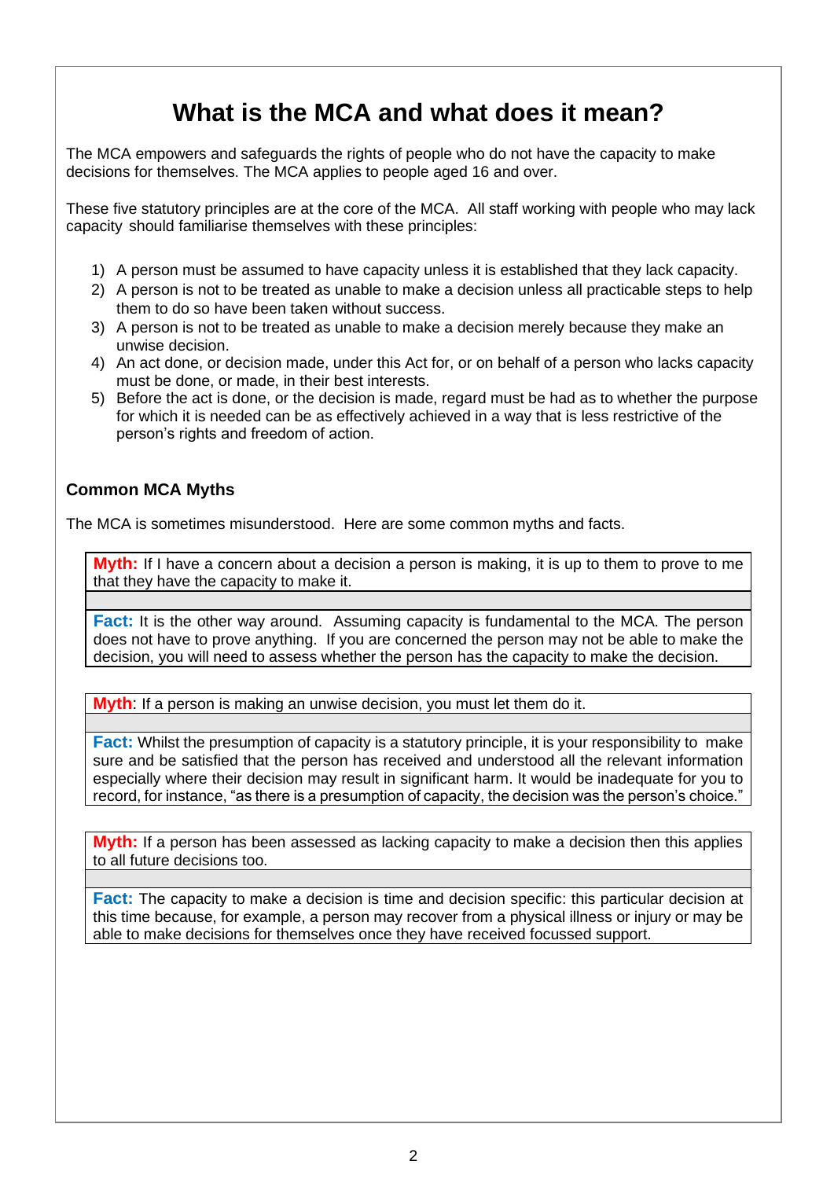# What is the MCA and what does it mean?

The MCA empowers and safeguards the rights of people who do not have the capacity to make decisions for themselves. The MCA applies to people aged 16 and over.

These five statutory principles are at the core of the MCA. All staff working with people who may lack capacity should familiarise themselves with these principles:

1) A person must be assumed to have capacity unless it is established that they lack capacity.
2) A person is not to be treated as unable to make a decision unless all practicable steps to help them to do so have been taken without success.
3) A person is not to be treated as unable to make a decision merely because they make an unwise decision.
4) An act done, or decision made, under this Act for, or on behalf of a person who lacks capacity must be done, or made, in their best interests.
5) Before the act is done, or the decision is made, regard must be had as to whether the purpose for which it is needed can be as effectively achieved in a way that is less restrictive of the person's rights and freedom of action.

### Common MCA Myths

The MCA is sometimes misunderstood. Here are some common myths and facts.

**Myth:** If I have a concern about a decision a person is making, it is up to them to prove to me that they have the capacity to make it.

**Fact:** It is the other way around. Assuming capacity is fundamental to the MCA. The person does not have to prove anything. If you are concerned the person may not be able to make the decision, you will need to assess whether the person has the capacity to make the decision.

**Myth**: If a person is making an unwise decision, you must let them do it.

**Fact:** Whilst the presumption of capacity is a statutory principle, it is your responsibility to make sure and be satisfied that the person has received and understood all the relevant information especially where their decision may result in significant harm. It would be inadequate for you to record, for instance, "as there is a presumption of capacity, the decision was the person's choice."

**Myth:** If a person has been assessed as lacking capacity to make a decision then this applies to all future decisions too.

**Fact:** The capacity to make a decision is time and decision specific: this particular decision at this time because, for example, a person may recover from a physical illness or injury or may be able to make decisions for themselves once they have received focussed support.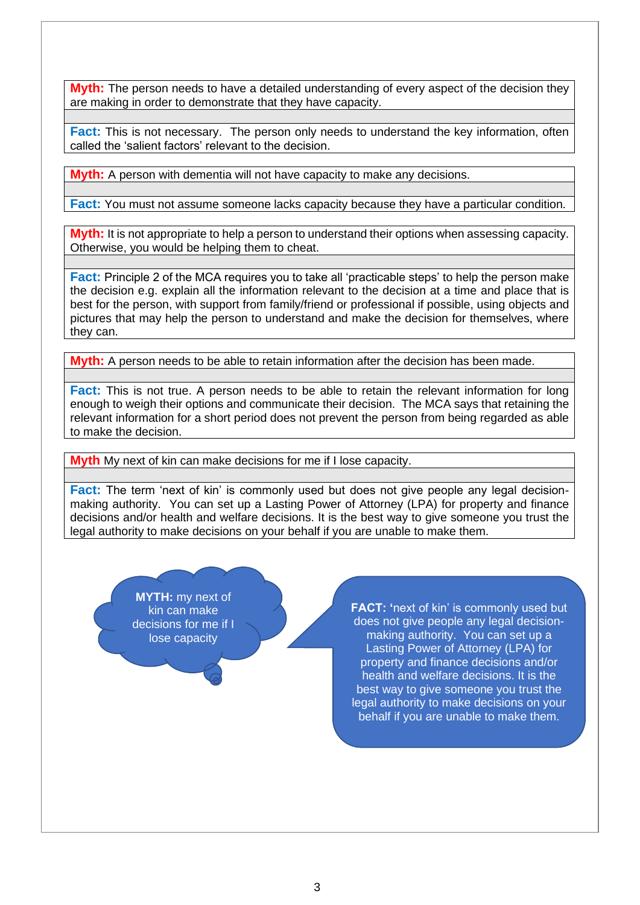**Myth:** The person needs to have a detailed understanding of every aspect of the decision they are making in order to demonstrate that they have capacity.

**Fact:** This is not necessary. The person only needs to understand the key information, often called the 'salient factors' relevant to the decision.

**Myth:** A person with dementia will not have capacity to make any decisions.

**Fact:** You must not assume someone lacks capacity because they have a particular condition.

**Myth:** It is not appropriate to help a person to understand their options when assessing capacity. Otherwise, you would be helping them to cheat.

**Fact:** Principle 2 of the MCA requires you to take all 'practicable steps' to help the person make the decision e.g. explain all the information relevant to the decision at a time and place that is best for the person, with support from family/friend or professional if possible, using objects and pictures that may help the person to understand and make the decision for themselves, where they can.

**Myth:** A person needs to be able to retain information after the decision has been made.

**Fact:** This is not true. A person needs to be able to retain the relevant information for long enough to weigh their options and communicate their decision. The MCA says that retaining the relevant information for a short period does not prevent the person from being regarded as able to make the decision.

**Myth** My next of kin can make decisions for me if I lose capacity.

**Fact:** The term 'next of kin' is commonly used but does not give people any legal decision-making authority. You can set up a Lasting Power of Attorney (LPA) for property and finance decisions and/or health and welfare decisions. It is the best way to give someone you trust the legal authority to make decisions on your behalf if you are unable to make them.

**MYTH:** my next of kin can make decisions for me if I lose capacity

**FACT:** 'next of kin' is commonly used but does not give people any legal decision-making authority. You can set up a Lasting Power of Attorney (LPA) for property and finance decisions and/or health and welfare decisions. It is the best way to give someone you trust the legal authority to make decisions on your behalf if you are unable to make them.